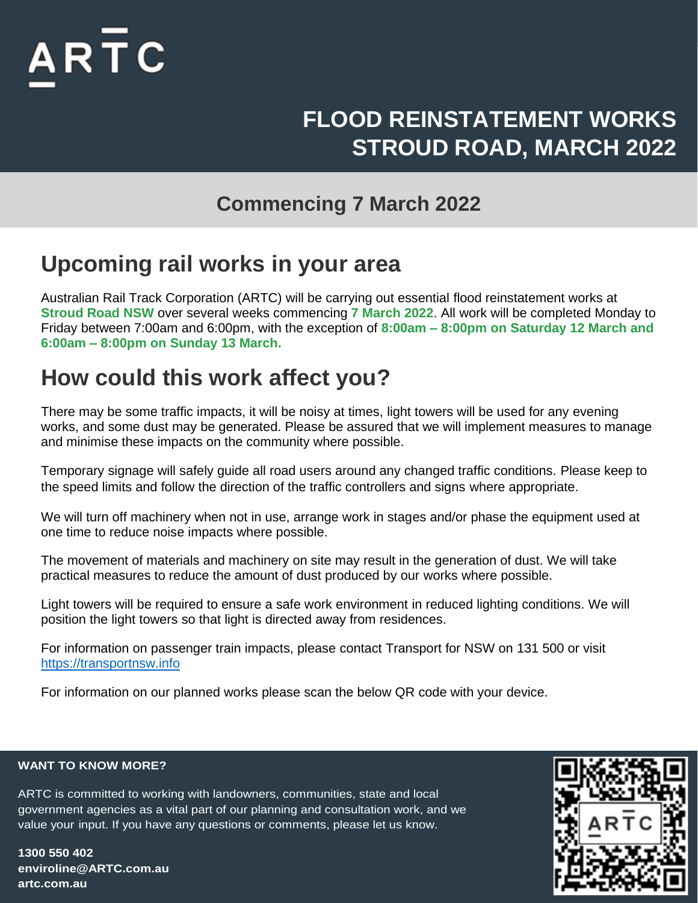ARTC

# FLOOD REINSTATEMENT WORKS STROUD ROAD, MARCH 2022

**Commencing 7 March 2022**

## Upcoming rail works in your area

Australian Rail Track Corporation (ARTC) will be carrying out essential flood reinstatement works at **Stroud Road NSW** over several weeks commencing **7 March 2022**. All work will be completed Monday to Friday between 7:00am and 6:00pm, with the exception of **8:00am – 8:00pm on Saturday 12 March and 6:00am – 8:00pm on Sunday 13 March.**

## How could this work affect you?

There may be some traffic impacts, it will be noisy at times, light towers will be used for any evening works, and some dust may be generated. Please be assured that we will implement measures to manage and minimise these impacts on the community where possible.

Temporary signage will safely guide all road users around any changed traffic conditions. Please keep to the speed limits and follow the direction of the traffic controllers and signs where appropriate.

We will turn off machinery when not in use, arrange work in stages and/or phase the equipment used at one time to reduce noise impacts where possible.

The movement of materials and machinery on site may result in the generation of dust. We will take practical measures to reduce the amount of dust produced by our works where possible.

Light towers will be required to ensure a safe work environment in reduced lighting conditions. We will position the light towers so that light is directed away from residences.

For information on passenger train impacts, please contact Transport for NSW on 131 500 or visit https://transportnsw.info

For information on our planned works please scan the below QR code with your device.

**WANT TO KNOW MORE?**

ARTC is committed to working with landowners, communities, state and local government agencies as a vital part of our planning and consultation work, and we value your input. If you have any questions or comments, please let us know.

**1300 550 402**
**enviroline@ARTC.com.au**
**artc.com.au**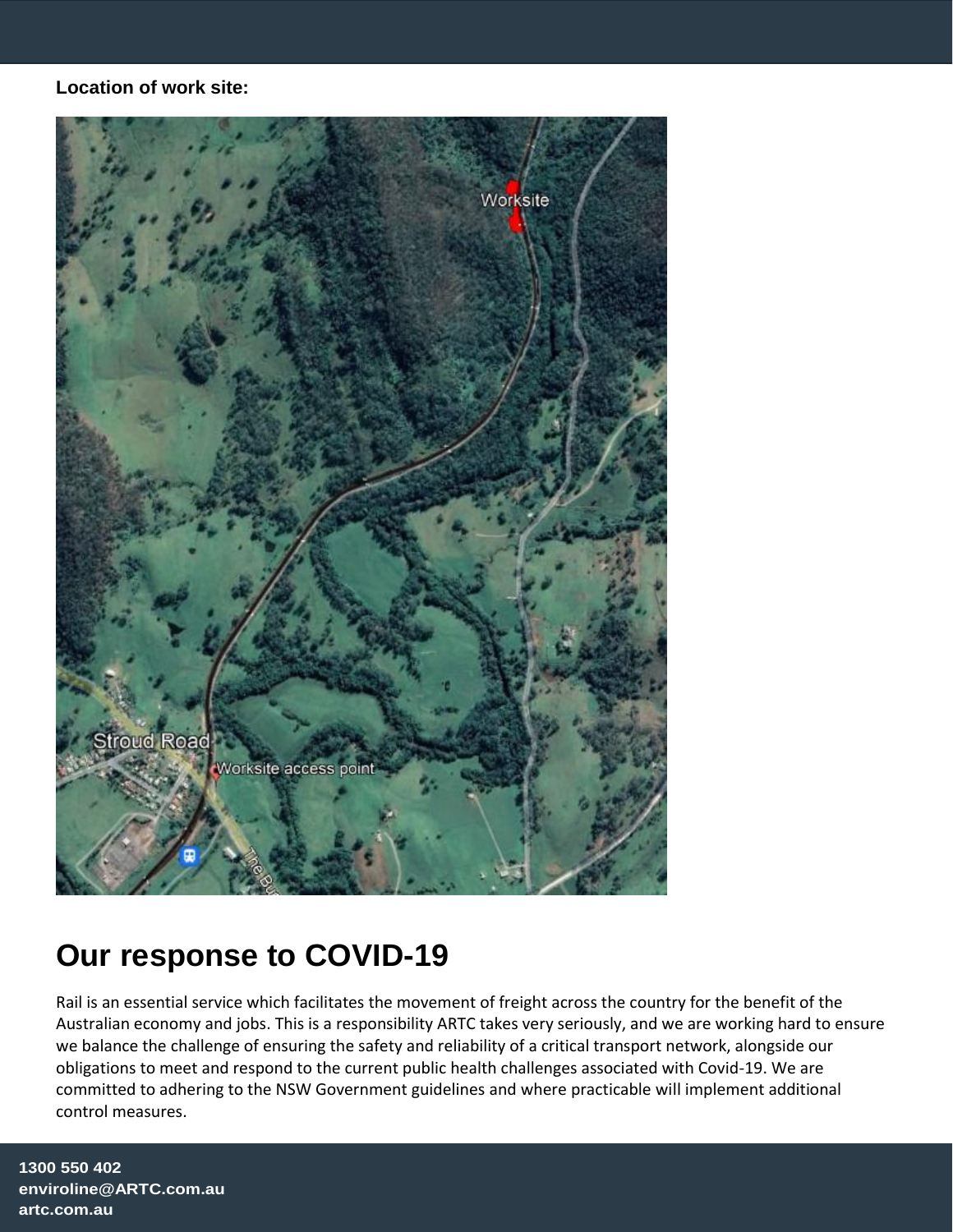**Location of work site:**

# Our response to COVID-19

Rail is an essential service which facilitates the movement of freight across the country for the benefit of the Australian economy and jobs. This is a responsibility ARTC takes very seriously, and we are working hard to ensure we balance the challenge of ensuring the safety and reliability of a critical transport network, alongside our obligations to meet and respond to the current public health challenges associated with Covid-19. We are committed to adhering to the NSW Government guidelines and where practicable will implement additional control measures.